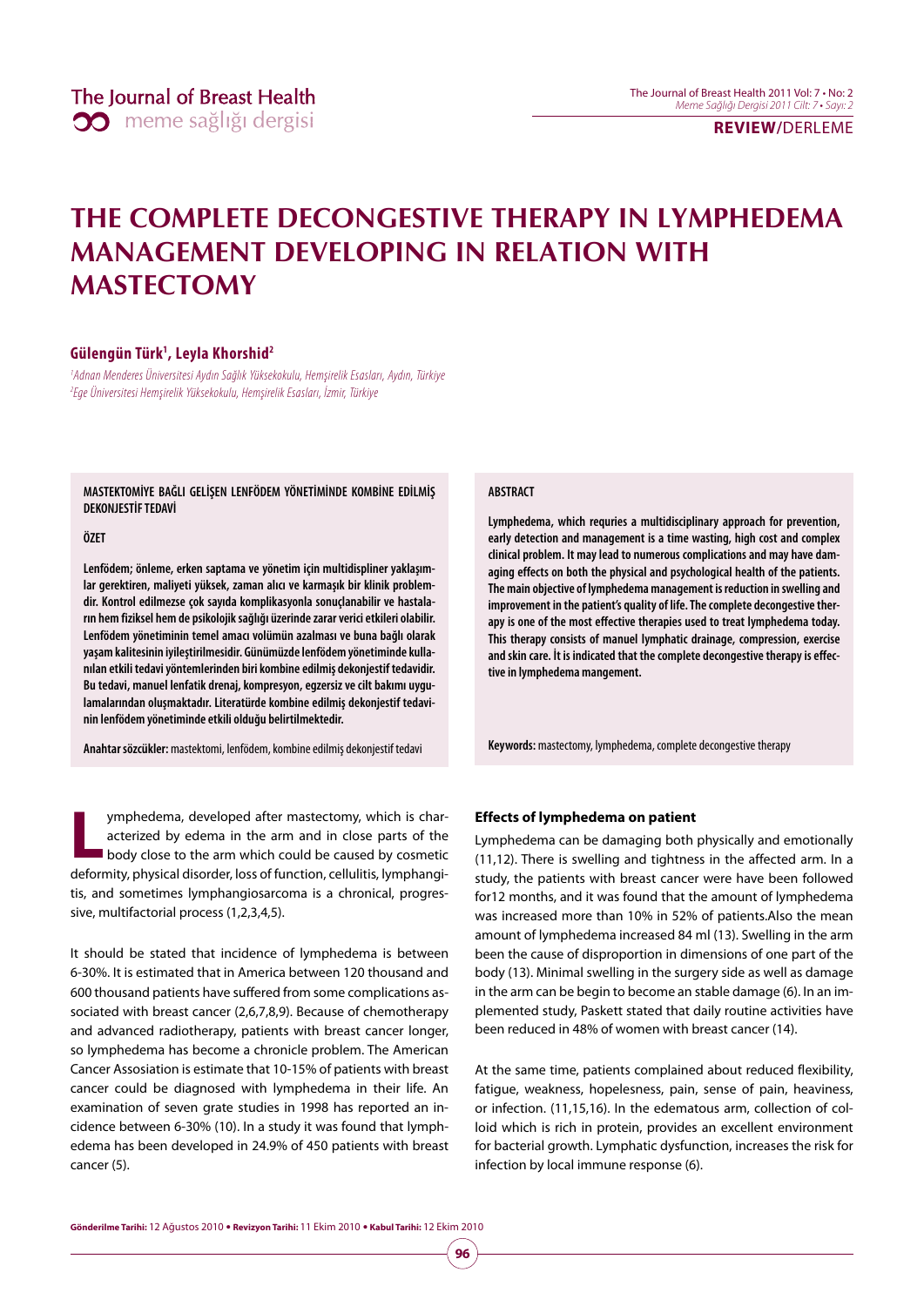# THE COMPLETE DECONGESTIVE THERAPY IN LYMPHEDEMA MANAGEMENT DEVELOPING IN RELATION WITH MASTECTOMY

**Gülengün Türk[1], Leyla Khorshid[2]**

*[1]Adnan Menderes Üniversitesi Aydın Sağlık Yüksekokulu, Hemşirelik Esasları, Aydın, Türkiye*
*[2]Ege Üniversitesi Hemşirelik Yüksekokulu, Hemşirelik Esasları, İzmir, Türkiye*

**MASTEKTOMİYE BAĞLI GELİŞEN LENFÖDEM YÖNETİMİNDE KOMBİNE EDİLMİŞ DEKONJESTİF TEDAVİ**

**ÖZET**

**Lenfödem; önleme, erken saptama ve yönetim için multidispliner yaklaşımlar gerektiren, maliyeti yüksek, zaman alıcı ve karmaşık bir klinik problemdir. Kontrol edilmezse çok sayıda komplikasyonla sonuçlanabilir ve hastaların hem fiziksel hem de psikolojik sağlığı üzerinde zarar verici etkileri olabilir. Lenfödem yönetiminin temel amacı volümün azalması ve buna bağlı olarak yaşam kalitesinin iyileştirilmesidir. Günümüzde lenfödem yönetiminde kullanılan etkili tedavi yöntemlerinden biri kombine edilmiş dekonjestif tedavidir. Bu tedavi, manuel lenfatik drenaj, kompresyon, egzersiz ve cilt bakımı uygulamalarından oluşmaktadır. Literatürde kombine edilmiş dekonjestif tedavinin lenfödem yönetiminde etkili olduğu belirtilmektedir.**

**Anahtar sözcükler:** mastektomi, lenfödem, kombine edilmiş dekonjestif tedavi

**ABSTRACT**

**Lymphedema, which requires a multidisciplinary approach for prevention, early detection and management is a time wasting, high cost and complex clinical problem. It may lead to numerous complications and may have damaging effects on both the physical and psychological health of the patients. The main objective of lymphedema management is reduction in swelling and improvement in the patient's quality of life. The complete decongestive therapy is one of the most effective therapies used to treat lymphedema today. This therapy consists of manuel lymphatic drainage, compression, exercise and skin care. İt is indicated that the complete decongestive therapy is effective in lymphedema mangement.**

**Keywords:** mastectomy, lymphedema, complete decongestive therapy

Lymphedema, developed after mastectomy, which is characterized by edema in the arm and in close parts of the body close to the arm which could be caused by cosmetic deformity, physical disorder, loss of function, cellulitis, lymphangitis, and sometimes lymphangiosarcoma is a chronical, progressive, multifactorial process (1,2,3,4,5).

It should be stated that incidence of lymphedema is between 6-30%. It is estimated that in America between 120 thousand and 600 thousand patients have suffered from some complications associated with breast cancer (2,6,7,8,9). Because of chemotherapy and advanced radiotherapy, patients with breast cancer longer, so lymphedema has become a chronicle problem. The American Cancer Assosiation is estimate that 10-15% of patients with breast cancer could be diagnosed with lymphedema in their life. An examination of seven grate studies in 1998 has reported an incidence between 6-30% (10). In a study it was found that lymphedema has been developed in 24.9% of 450 patients with breast cancer (5).

### Effects of lymphedema on patient

Lymphedema can be damaging both physically and emotionally (11,12). There is swelling and tightness in the affected arm. In a study, the patients with breast cancer were have been followed for12 months, and it was found that the amount of lymphedema was increased more than 10% in 52% of patients.Also the mean amount of lymphedema increased 84 ml (13). Swelling in the arm been the cause of disproportion in dimensions of one part of the body (13). Minimal swelling in the surgery side as well as damage in the arm can be begin to become an stable damage (6). In an implemented study, Paskett stated that daily routine activities have been reduced in 48% of women with breast cancer (14).

At the same time, patients complained about reduced flexibility, fatigue, weakness, hopelessness, pain, sense of pain, heaviness, or infection. (11,15,16). In the edematous arm, collection of colloid which is rich in protein, provides an excellent environment for bacterial growth. Lymphatic dysfunction, increases the risk for infection by local immune response (6).

**Gönderilme Tarihi:** 12 Ağustos 2010 • **Revizyon Tarihi:** 11 Ekim 2010 • **Kabul Tarihi:** 12 Ekim 2010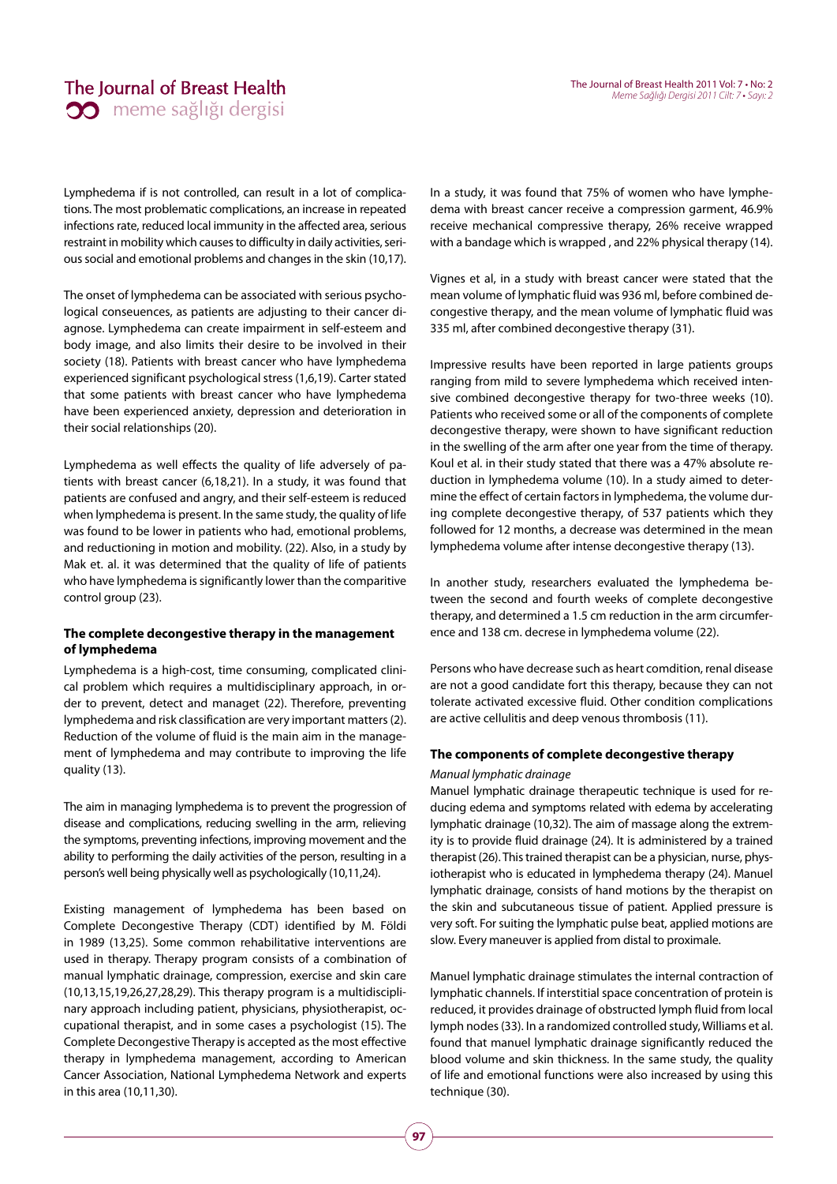Lymphedema if is not controlled, can result in a lot of complications. The most problematic complications, an increase in repeated infections rate, reduced local immunity in the affected area, serious restraint in mobility which causes to difficulty in daily activities, serious social and emotional problems and changes in the skin (10,17).

The onset of lymphedema can be associated with serious psychological conseuences, as patients are adjusting to their cancer diagnose. Lymphedema can create impairment in self-esteem and body image, and also limits their desire to be involved in their society (18). Patients with breast cancer who have lymphedema experienced significant psychological stress (1,6,19). Carter stated that some patients with breast cancer who have lymphedema have been experienced anxiety, depression and deterioration in their social relationships (20).

Lymphedema as well effects the quality of life adversely of patients with breast cancer (6,18,21). In a study, it was found that patients are confused and angry, and their self-esteem is reduced when lymphedema is present. In the same study, the quality of life was found to be lower in patients who had, emotional problems, and reductioning in motion and mobility. (22). Also, in a study by Mak et. al. it was determined that the quality of life of patients who have lymphedema is significantly lower than the comparitive control group (23).

### The complete decongestive therapy in the management of lymphedema

Lymphedema is a high-cost, time consuming, complicated clinical problem which requires a multidisciplinary approach, in order to prevent, detect and managet (22). Therefore, preventing lymphedema and risk classification are very important matters (2). Reduction of the volume of fluid is the main aim in the management of lymphedema and may contribute to improving the life quality (13).

The aim in managing lymphedema is to prevent the progression of disease and complications, reducing swelling in the arm, relieving the symptoms, preventing infections, improving movement and the ability to performing the daily activities of the person, resulting in a person's well being physically well as psychologically (10,11,24).

Existing management of lymphedema has been based on Complete Decongestive Therapy (CDT) identified by M. Földi in 1989 (13,25). Some common rehabilitative interventions are used in therapy. Therapy program consists of a combination of manual lymphatic drainage, compression, exercise and skin care (10,13,15,19,26,27,28,29). This therapy program is a multidisciplinary approach including patient, physicians, physiotherapist, occupational therapist, and in some cases a psychologist (15). The Complete Decongestive Therapy is accepted as the most effective therapy in lymphedema management, according to American Cancer Association, National Lymphedema Network and experts in this area (10,11,30).

In a study, it was found that 75% of women who have lymphedema with breast cancer receive a compression garment, 46.9% receive mechanical compressive therapy, 26% receive wrapped with a bandage which is wrapped , and 22% physical therapy (14).

Vignes et al, in a study with breast cancer were stated that the mean volume of lymphatic fluid was 936 ml, before combined decongestive therapy, and the mean volume of lymphatic fluid was 335 ml, after combined decongestive therapy (31).

Impressive results have been reported in large patients groups ranging from mild to severe lymphedema which received intensive combined decongestive therapy for two-three weeks (10). Patients who received some or all of the components of complete decongestive therapy, were shown to have significant reduction in the swelling of the arm after one year from the time of therapy. Koul et al. in their study stated that there was a 47% absolute reduction in lymphedema volume (10). In a study aimed to determine the effect of certain factors in lymphedema, the volume during complete decongestive therapy, of 537 patients which they followed for 12 months, a decrease was determined in the mean lymphedema volume after intense decongestive therapy (13).

In another study, researchers evaluated the lymphedema between the second and fourth weeks of complete decongestive therapy, and determined a 1.5 cm reduction in the arm circumference and 138 cm. decrese in lymphedema volume (22).

Persons who have decrease such as heart comdition, renal disease are not a good candidate fort this therapy, because they can not tolerate activated excessive fluid. Other condition complications are active cellulitis and deep venous thrombosis (11).

### The components of complete decongestive therapy

*Manual lymphatic drainage*

Manuel lymphatic drainage therapeutic technique is used for reducing edema and symptoms related with edema by accelerating lymphatic drainage (10,32). The aim of massage along the extremity is to provide fluid drainage (24). It is administered by a trained therapist (26). This trained therapist can be a physician, nurse, physiotherapist who is educated in lymphedema therapy (24). Manuel lymphatic drainage, consists of hand motions by the therapist on the skin and subcutaneous tissue of patient. Applied pressure is very soft. For suiting the lymphatic pulse beat, applied motions are slow. Every maneuver is applied from distal to proximale.

Manuel lymphatic drainage stimulates the internal contraction of lymphatic channels. If interstitial space concentration of protein is reduced, it provides drainage of obstructed lymph fluid from local lymph nodes (33). In a randomized controlled study, Williams et al. found that manuel lymphatic drainage significantly reduced the blood volume and skin thickness. In the same study, the quality of life and emotional functions were also increased by using this technique (30).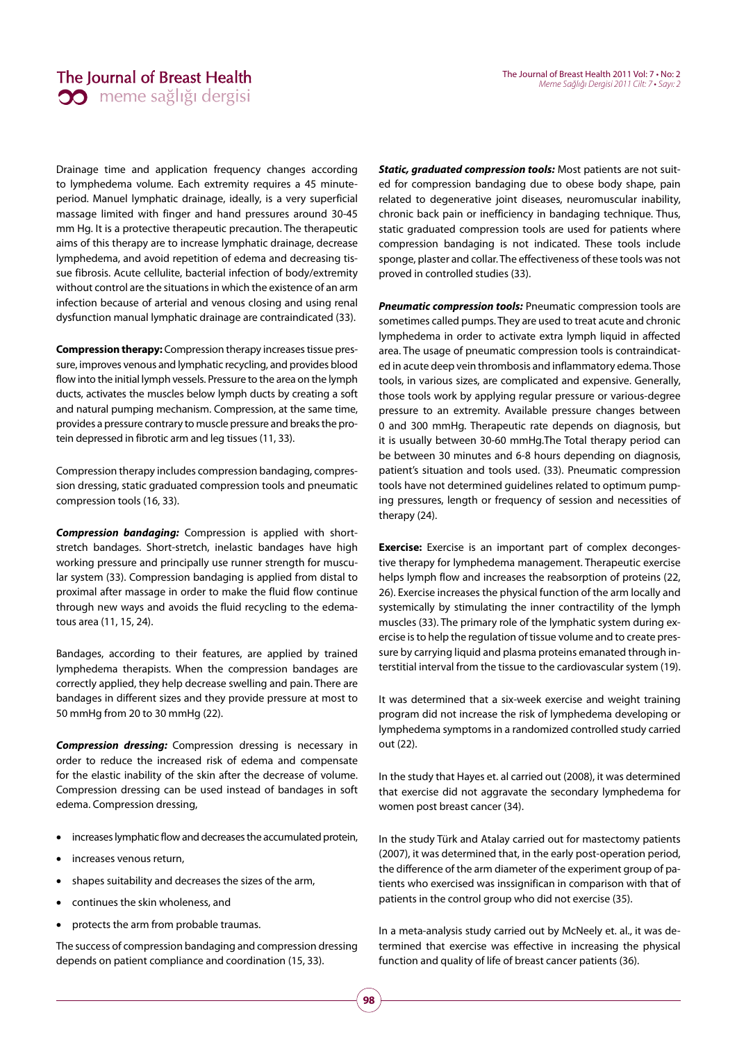Drainage time and application frequency changes according to lymphedema volume. Each extremity requires a 45 minute-period. Manuel lymphatic drainage, ideally, is a very superficial massage limited with finger and hand pressures around 30-45 mm Hg. It is a protective therapeutic precaution. The therapeutic aims of this therapy are to increase lymphatic drainage, decrease lymphedema, and avoid repetition of edema and decreasing tissue fibrosis. Acute cellulite, bacterial infection of body/extremity without control are the situations in which the existence of an arm infection because of arterial and venous closing and using renal dysfunction manual lymphatic drainage are contraindicated (33).

**Compression therapy:** Compression therapy increases tissue pressure, improves venous and lymphatic recycling, and provides blood flow into the initial lymph vessels. Pressure to the area on the lymph ducts, activates the muscles below lymph ducts by creating a soft and natural pumping mechanism. Compression, at the same time, provides a pressure contrary to muscle pressure and breaks the protein depressed in fibrotic arm and leg tissues (11, 33).

Compression therapy includes compression bandaging, compression dressing, static graduated compression tools and pneumatic compression tools (16, 33).

***Compression bandaging:*** Compression is applied with short-stretch bandages. Short-stretch, inelastic bandages have high working pressure and principally use runner strength for muscular system (33). Compression bandaging is applied from distal to proximal after massage in order to make the fluid flow continue through new ways and avoids the fluid recycling to the edematous area (11, 15, 24).

Bandages, according to their features, are applied by trained lymphedema therapists. When the compression bandages are correctly applied, they help decrease swelling and pain. There are bandages in different sizes and they provide pressure at most to 50 mmHg from 20 to 30 mmHg (22).

***Compression dressing:*** Compression dressing is necessary in order to reduce the increased risk of edema and compensate for the elastic inability of the skin after the decrease of volume. Compression dressing can be used instead of bandages in soft edema. Compression dressing,

- increases lymphatic flow and decreases the accumulated protein,
- increases venous return,
- shapes suitability and decreases the sizes of the arm,
- continues the skin wholeness, and
- protects the arm from probable traumas.

The success of compression bandaging and compression dressing depends on patient compliance and coordination (15, 33).

***Static, graduated compression tools:*** Most patients are not suited for compression bandaging due to obese body shape, pain related to degenerative joint diseases, neuromuscular inability, chronic back pain or inefficiency in bandaging technique. Thus, static graduated compression tools are used for patients where compression bandaging is not indicated. These tools include sponge, plaster and collar. The effectiveness of these tools was not proved in controlled studies (33).

***Pneumatic compression tools:*** Pneumatic compression tools are sometimes called pumps. They are used to treat acute and chronic lymphedema in order to activate extra lymph liquid in affected area. The usage of pneumatic compression tools is contraindicated in acute deep vein thrombosis and inflammatory edema. Those tools, in various sizes, are complicated and expensive. Generally, those tools work by applying regular pressure or various-degree pressure to an extremity. Available pressure changes between 0 and 300 mmHg. Therapeutic rate depends on diagnosis, but it is usually between 30-60 mmHg.The Total therapy period can be between 30 minutes and 6-8 hours depending on diagnosis, patient's situation and tools used. (33). Pneumatic compression tools have not determined guidelines related to optimum pumping pressures, length or frequency of session and necessities of therapy (24).

**Exercise:** Exercise is an important part of complex decongestive therapy for lymphedema management. Therapeutic exercise helps lymph flow and increases the reabsorption of proteins (22, 26). Exercise increases the physical function of the arm locally and systemically by stimulating the inner contractility of the lymph muscles (33). The primary role of the lymphatic system during exercise is to help the regulation of tissue volume and to create pressure by carrying liquid and plasma proteins emanated through interstitial interval from the tissue to the cardiovascular system (19).

It was determined that a six-week exercise and weight training program did not increase the risk of lymphedema developing or lymphedema symptoms in a randomized controlled study carried out (22).

In the study that Hayes et. al carried out (2008), it was determined that exercise did not aggravate the secondary lymphedema for women post breast cancer (34).

In the study Türk and Atalay carried out for mastectomy patients (2007), it was determined that, in the early post-operation period, the difference of the arm diameter of the experiment group of patients who exercised was inssignifican in comparison with that of patients in the control group who did not exercise (35).

In a meta-analysis study carried out by McNeely et. al., it was determined that exercise was effective in increasing the physical function and quality of life of breast cancer patients (36).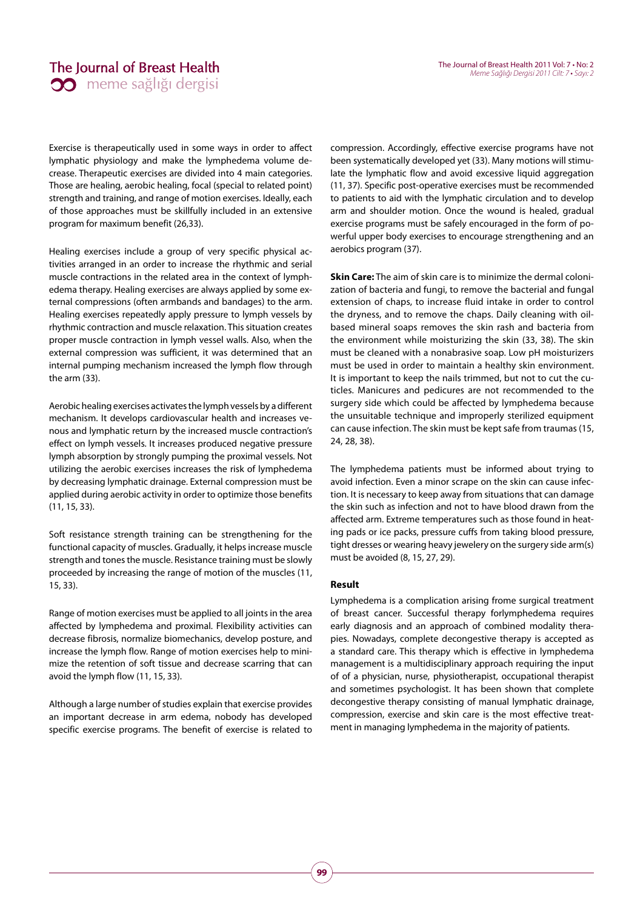Exercise is therapeutically used in some ways in order to affect lymphatic physiology and make the lymphedema volume decrease. Therapeutic exercises are divided into 4 main categories. Those are healing, aerobic healing, focal (special to related point) strength and training, and range of motion exercises. Ideally, each of those approaches must be skillfully included in an extensive program for maximum benefit (26,33).

Healing exercises include a group of very specific physical activities arranged in an order to increase the rhythmic and serial muscle contractions in the related area in the context of lymphedema therapy. Healing exercises are always applied by some external compressions (often armbands and bandages) to the arm. Healing exercises repeatedly apply pressure to lymph vessels by rhythmic contraction and muscle relaxation. This situation creates proper muscle contraction in lymph vessel walls. Also, when the external compression was sufficient, it was determined that an internal pumping mechanism increased the lymph flow through the arm (33).

Aerobic healing exercises activates the lymph vessels by a different mechanism. It develops cardiovascular health and increases venous and lymphatic return by the increased muscle contraction's effect on lymph vessels. It increases produced negative pressure lymph absorption by strongly pumping the proximal vessels. Not utilizing the aerobic exercises increases the risk of lymphedema by decreasing lymphatic drainage. External compression must be applied during aerobic activity in order to optimize those benefits (11, 15, 33).

Soft resistance strength training can be strengthening for the functional capacity of muscles. Gradually, it helps increase muscle strength and tones the muscle. Resistance training must be slowly proceeded by increasing the range of motion of the muscles (11, 15, 33).

Range of motion exercises must be applied to all joints in the area affected by lymphedema and proximal. Flexibility activities can decrease fibrosis, normalize biomechanics, develop posture, and increase the lymph flow. Range of motion exercises help to minimize the retention of soft tissue and decrease scarring that can avoid the lymph flow (11, 15, 33).

Although a large number of studies explain that exercise provides an important decrease in arm edema, nobody has developed specific exercise programs. The benefit of exercise is related to compression. Accordingly, effective exercise programs have not been systematically developed yet (33). Many motions will stimulate the lymphatic flow and avoid excessive liquid aggregation (11, 37). Specific post-operative exercises must be recommended to patients to aid with the lymphatic circulation and to develop arm and shoulder motion. Once the wound is healed, gradual exercise programs must be safely encouraged in the form of powerful upper body exercises to encourage strengthening and an aerobics program (37).

**Skin Care:** The aim of skin care is to minimize the dermal colonization of bacteria and fungi, to remove the bacterial and fungal extension of chaps, to increase fluid intake in order to control the dryness, and to remove the chaps. Daily cleaning with oil-based mineral soaps removes the skin rash and bacteria from the environment while moisturizing the skin (33, 38). The skin must be cleaned with a nonabrasive soap. Low pH moisturizers must be used in order to maintain a healthy skin environment. It is important to keep the nails trimmed, but not to cut the cuticles. Manicures and pedicures are not recommended to the surgery side which could be affected by lymphedema because the unsuitable technique and improperly sterilized equipment can cause infection. The skin must be kept safe from traumas (15, 24, 28, 38).

The lymphedema patients must be informed about trying to avoid infection. Even a minor scrape on the skin can cause infection. It is necessary to keep away from situations that can damage the skin such as infection and not to have blood drawn from the affected arm. Extreme temperatures such as those found in heating pads or ice packs, pressure cuffs from taking blood pressure, tight dresses or wearing heavy jewelery on the surgery side arm(s) must be avoided (8, 15, 27, 29).

#### Result

Lymphedema is a complication arising frome surgical treatment of breast cancer. Successful therapy forlymphedema requires early diagnosis and an approach of combined modality therapies. Nowadays, complete decongestive therapy is accepted as a standard care. This therapy which is effective in lymphedema management is a multidisciplinary approach requiring the input of of a physician, nurse, physiotherapist, occupational therapist and sometimes psychologist. It has been shown that complete decongestive therapy consisting of manual lymphatic drainage, compression, exercise and skin care is the most effective treatment in managing lymphedema in the majority of patients.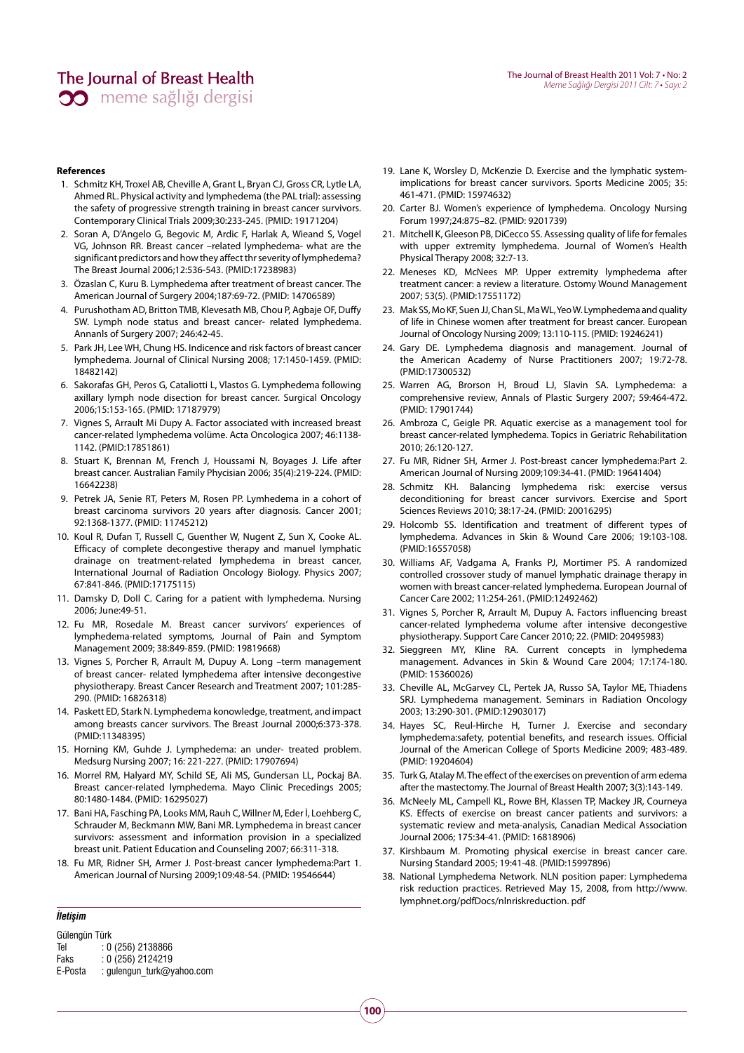**References**

1. Schmitz KH, Troxel AB, Cheville A, Grant L, Bryan CJ, Gross CR, Lytle LA, Ahmed RL. Physical activity and lymphedema (the PAL trial): assessing the safety of progressive strength training in breast cancer survivors. Contemporary Clinical Trials 2009;30:233-245. (PMID: 19171204)
2. Soran A, D'Angelo G, Begovic M, Ardic F, Harlak A, Wieand S, Vogel VG, Johnson RR. Breast cancer –related lymphedema- what are the significant predictors and how they affect thr severity of lymphedema? The Breast Journal 2006;12:536-543. (PMID:17238983)
3. Özaslan C, Kuru B. Lymphedema after treatment of breast cancer. The American Journal of Surgery 2004;187:69-72. (PMID: 14706589)
4. Purushotham AD, Britton TMB, Klevesath MB, Chou P, Agbaje OF, Duffy SW. Lymph node status and breast cancer- related lymphedema. Annanls of Surgery 2007; 246:42-45.
5. Park JH, Lee WH, Chung HS. Indicence and risk factors of breast cancer lymphedema. Journal of Clinical Nursing 2008; 17:1450-1459. (PMID: 18482142)
6. Sakorafas GH, Peros G, Cataliotti L, Vlastos G. Lymphedema following axillary lymph node disection for breast cancer. Surgical Oncology 2006;15:153-165. (PMID: 17187979)
7. Vignes S, Arrault Mi Dupy A. Factor associated with increased breast cancer-related lymphedema volüme. Acta Oncologica 2007; 46:1138-1142. (PMID:17851861)
8. Stuart K, Brennan M, French J, Houssami N, Boyages J. Life after breast cancer. Australian Family Phycisian 2006; 35(4):219-224. (PMID: 16642238)
9. Petrek JA, Senie RT, Peters M, Rosen PP. Lymhedema in a cohort of breast carcinoma survivors 20 years after diagnosis. Cancer 2001; 92:1368-1377. (PMID: 11745212)
10. Koul R, Dufan T, Russell C, Guenther W, Nugent Z, Sun X, Cooke AL. Efficacy of complete decongestive therapy and manuel lymphatic drainage on treatment-related lymphedema in breast cancer, International Journal of Radiation Oncology Biology. Physics 2007; 67:841-846. (PMID:17175115)
11. Damsky D, Doll C. Caring for a patient with lymphedema. Nursing 2006; June:49-51.
12. Fu MR, Rosedale M. Breast cancer survivors' experiences of lymphedema-related symptoms, Journal of Pain and Symptom Management 2009; 38:849-859. (PMID: 19819668)
13. Vignes S, Porcher R, Arrault M, Dupuy A. Long –term management of breast cancer- related lymphedema after intensive decongestive physiotherapy. Breast Cancer Research and Treatment 2007; 101:285-290. (PMID: 16826318)
14. Paskett ED, Stark N. Lymphedema konowledge, treatment, and impact among breasts cancer survivors. The Breast Journal 2000;6:373-378. (PMID:11348395)
15. Horning KM, Guhde J. Lymphedema: an under- treated problem. Medsurg Nursing 2007; 16: 221-227. (PMID: 17907694)
16. Morrel RM, Halyard MY, Schild SE, Ali MS, Gundersan LL, Pockaj BA. Breast cancer-related lymphedema. Mayo Clinic Precedings 2005; 80:1480-1484. (PMID: 16295027)
17. Bani HA, Fasching PA, Looks MM, Rauh C, Willner M, Eder İ, Loehberg C, Schrauder M, Beckmann MW, Bani MR. Lymphedema in breast cancer survivors: assessment and information provision in a specialized breast unit. Patient Education and Counseling 2007; 66:311-318.
18. Fu MR, Ridner SH, Armer J. Post-breast cancer lymphedema:Part 1. American Journal of Nursing 2009;109:48-54. (PMID: 19546644)
19. Lane K, Worsley D, McKenzie D. Exercise and the lymphatic system- implications for breast cancer survivors. Sports Medicine 2005; 35: 461-471. (PMID: 15974632)
20. Carter BJ. Women's experience of lymphedema. Oncology Nursing Forum 1997;24:875–82. (PMID: 9201739)
21. Mitchell K, Gleeson PB, DiCecco SS. Assessing quality of life for females with upper extremity lymphedema. Journal of Women's Health Physical Therapy 2008; 32:7-13.
22. Meneses KD, McNees MP. Upper extremity lymphedema after treatment for breast cancer: a review a literature. Ostomy Wound Management 2007; 53(5). (PMID:17551172)
23. Mak SS, Mo KF, Suen JJ, Chan SL, Ma WL, Yeo W. Lymphedema and quality of life in Chinese women after treatment for breast cancer. European Journal of Oncology Nursing 2009; 13:110-115. (PMID: 19246241)
24. Gary DE. Lymphedema diagnosis and management. Journal of the American Academy of Nurse Practitioners 2007; 19:72-78. (PMID:17300532)
25. Warren AG, Brorson H, Broud LJ, Slavin SA. Lymphedema: a comprehensive review, Annals of Plastic Surgery 2007; 59:464-472. (PMID: 17901744)
26. Ambroza C, Geigle PR. Aquatic exercise as a management tool for breast cancer-related lymphedema. Topics in Geriatric Rehabilitation 2010; 26:120-127.
27. Fu MR, Ridner SH, Armer J. Post-breast cancer lymphedema:Part 2. American Journal of Nursing 2009;109:34-41. (PMID: 19641404)
28. Schmitz KH. Balancing lymphedema risk: exercise versus deconditioning for breast cancer survivors. Exercise and Sport Sciences Reviews 2010; 38:17-24. (PMID: 20016295)
29. Holcomb SS. Identification and treatment of different types of lymphedema. Advances in Skin & Wound Care 2006; 19:103-108. (PMID:16557058)
30. Williams AF, Vadgama A, Franks PJ, Mortimer PS. A randomized controlled crossover study of manuel lymphatic drainage therapy in women with breast cancer-related lymphedema. European Journal of Cancer Care 2002; 11:254-261. (PMID:12492462)
31. Vignes S, Porcher R, Arrault M, Dupuy A. Factors influencing breast cancer-related lymphedema volume after intensive decongestive physiotherapy. Support Care Cancer 2010; 22. (PMID: 20495983)
32. Sieggreen MY, Kline RA. Current concepts in lymphedema management. Advances in Skin & Wound Care 2004; 17:174-180. (PMID: 15360026)
33. Cheville AL, McGarvey CL, Pertek JA, Russo SA, Taylor ME, Thiadens SRJ. Lymphedema management. Seminars in Radiation Oncology 2003; 13:290-301. (PMID:12903017)
34. Hayes SC, Reul-Hirche H, Turner J. Exercise and secondary lymphedema:safety, potential benefits, and research issues. Official Journal of the American College of Sports Medicine 2009; 483-489. (PMID: 19204604)
35. Turk G, Atalay M. The effect of the exercises on prevention of arm edema after the mastectomy. The Journal of Breast Health 2007; 3(3):143-149.
36. McNeely ML, Campell KL, Rowe BH, Klassen TP, Mackey JR, Courneya KS. Effects of exercise on breast cancer patients and survivors: a systematic review and meta-analysis, Canadian Medical Association Journal 2006; 175:34-41. (PMID: 16818906)
37. Kirshbaum M. Promoting physical exercise in breast cancer care. Nursing Standard 2005; 19:41-48. (PMID:15997896)
38. National Lymphedema Network. NLN position paper: Lymphedema risk reduction practices. Retrieved May 15, 2008, from http://www.lymphnet.org/pdfDocs/nlnriskreduction. pdf

***İletişim***

Gülengün Türk
Tel : 0 (256) 2138866
Faks : 0 (256) 2124219
E-Posta : gulengun_turk@yahoo.com